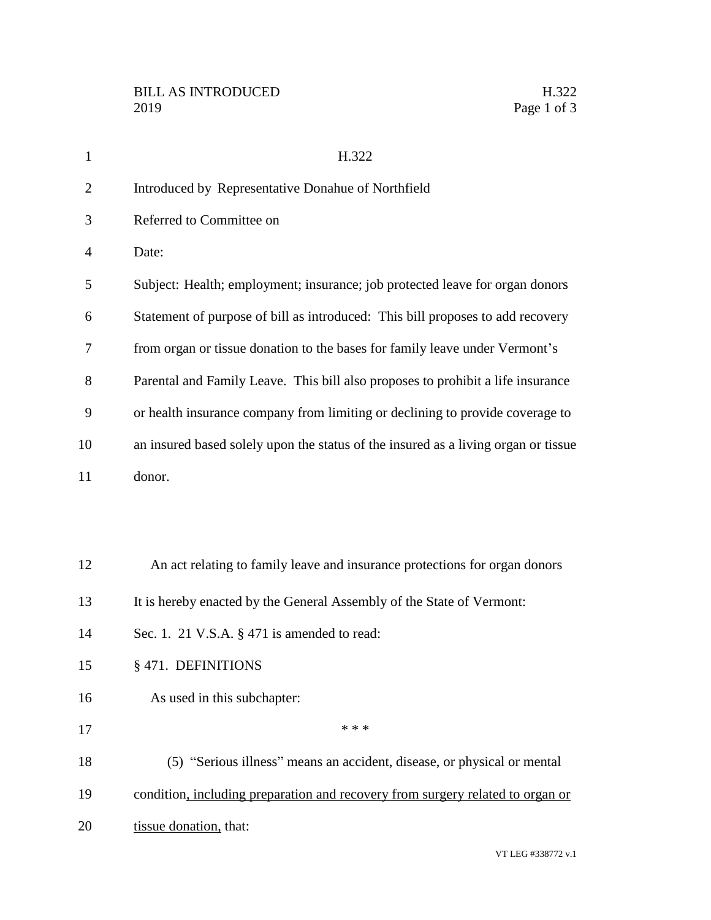BILL AS INTRODUCED H.322
2019

# H.322

Introduced by Representative Donahue of Northfield

Referred to Committee on

Date:

Subject: Health; employment; insurance; job protected leave for organ donors

Statement of purpose of bill as introduced: This bill proposes to add recovery from organ or tissue donation to the bases for family leave under Vermont's Parental and Family Leave. This bill also proposes to prohibit a life insurance or health insurance company from limiting or declining to provide coverage to an insured based solely upon the status of the insured as a living organ or tissue donor.

An act relating to family leave and insurance protections for organ donors

It is hereby enacted by the General Assembly of the State of Vermont:

Sec. 1. 21 V.S.A. § 471 is amended to read:

§ 471. DEFINITIONS

As used in this subchapter:

* * *

(5) "Serious illness" means an accident, disease, or physical or mental condition<u>, including preparation and recovery from surgery related to organ or tissue donation,</u> that: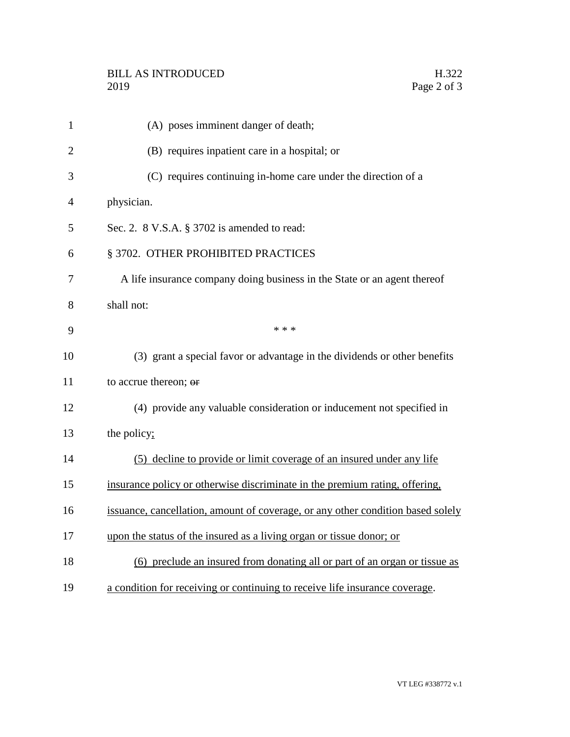(A) poses imminent danger of death;

(B) requires inpatient care in a hospital; or

(C) requires continuing in-home care under the direction of a physician.

Sec. 2. 8 V.S.A. § 3702 is amended to read:

§ 3702. OTHER PROHIBITED PRACTICES

A life insurance company doing business in the State or an agent thereof shall not:

\* \* \*

(3) grant a special favor or advantage in the dividends or other benefits to accrue thereon; ~~or~~

(4) provide any valuable consideration or inducement not specified in the policy;

(5) decline to provide or limit coverage of an insured under any life insurance policy or otherwise discriminate in the premium rating, offering, issuance, cancellation, amount of coverage, or any other condition based solely upon the status of the insured as a living organ or tissue donor; or

(6) preclude an insured from donating all or part of an organ or tissue as a condition for receiving or continuing to receive life insurance coverage.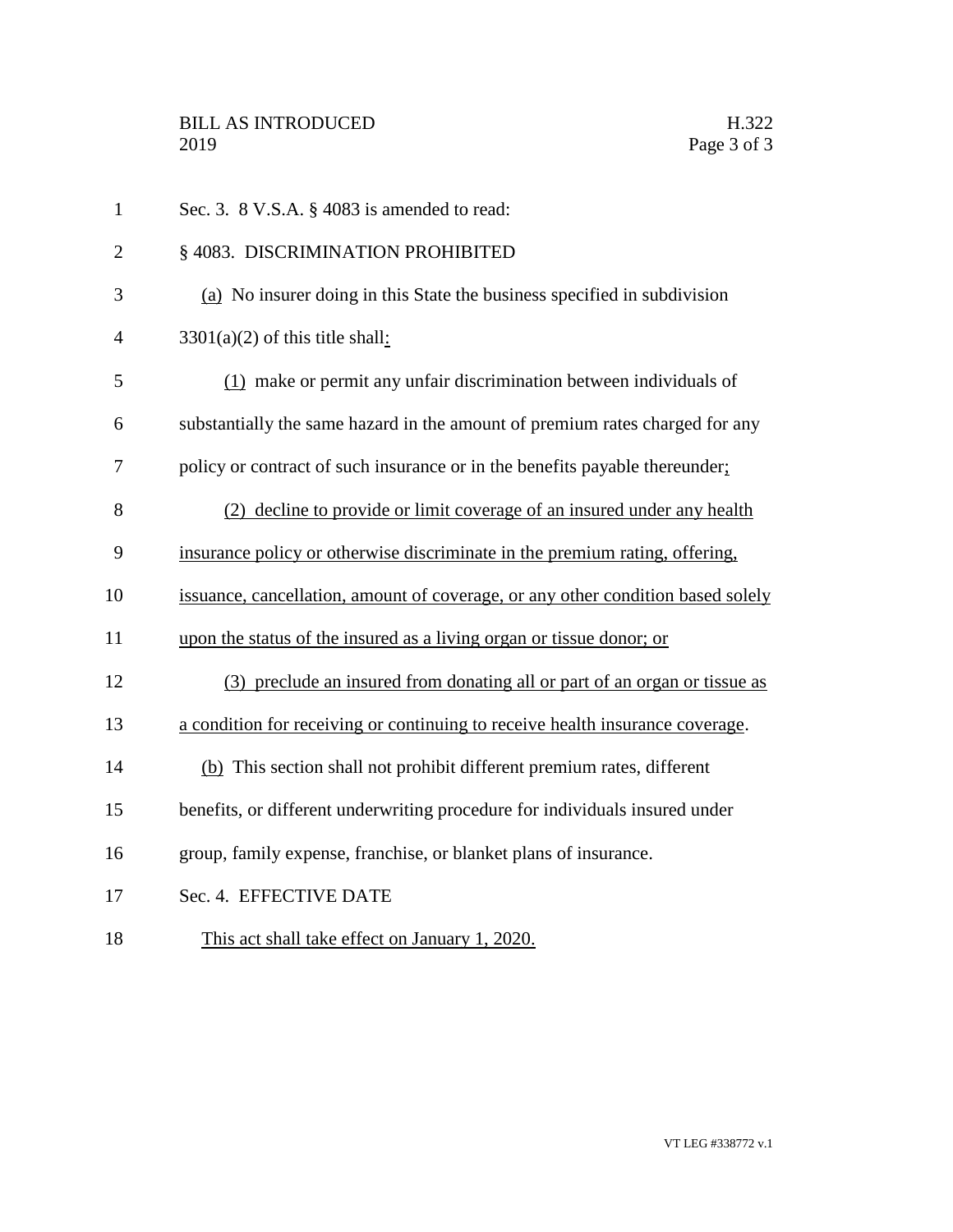Sec. 3. 8 V.S.A. § 4083 is amended to read:

§ 4083. DISCRIMINATION PROHIBITED

(a) No insurer doing in this State the business specified in subdivision 3301(a)(2) of this title shall:

(1) make or permit any unfair discrimination between individuals of substantially the same hazard in the amount of premium rates charged for any policy or contract of such insurance or in the benefits payable thereunder;

(2) decline to provide or limit coverage of an insured under any health insurance policy or otherwise discriminate in the premium rating, offering, issuance, cancellation, amount of coverage, or any other condition based solely upon the status of the insured as a living organ or tissue donor; or

(3) preclude an insured from donating all or part of an organ or tissue as a condition for receiving or continuing to receive health insurance coverage.

(b) This section shall not prohibit different premium rates, different benefits, or different underwriting procedure for individuals insured under group, family expense, franchise, or blanket plans of insurance.

Sec. 4. EFFECTIVE DATE

This act shall take effect on January 1, 2020.